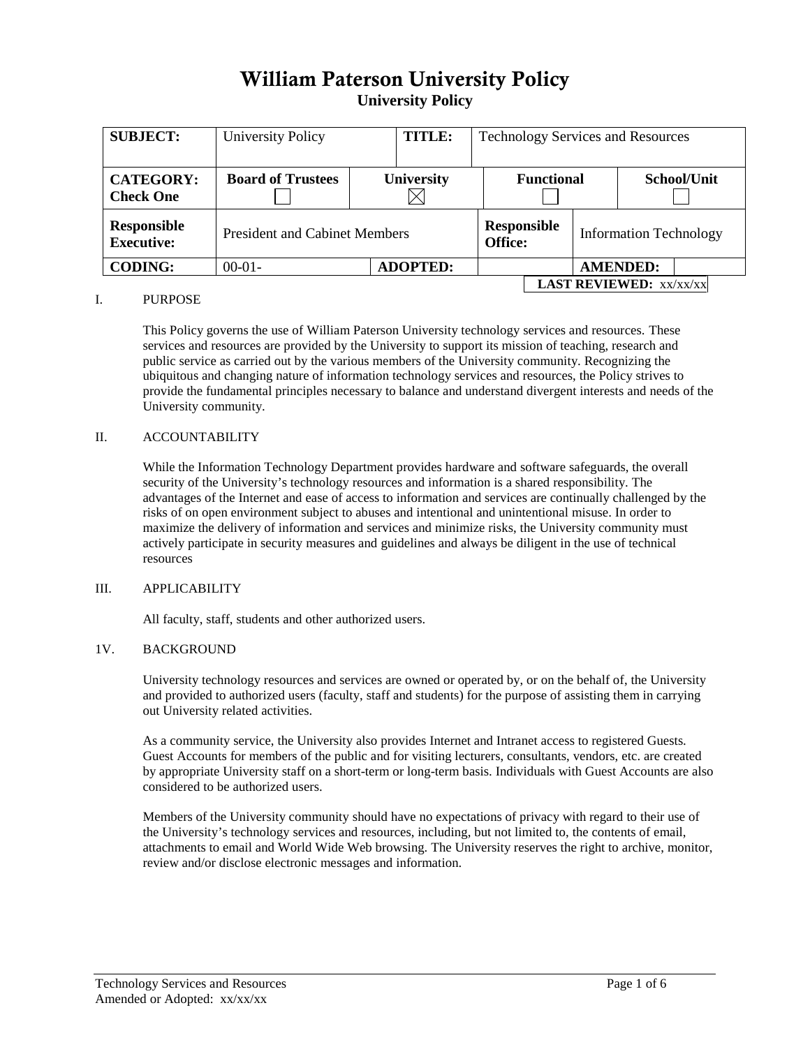# William Paterson University Policy

## University Policy

| **SUBJECT:** | University Policy | | **TITLE:** | Technology Services and Resources | |
|---|---|---|---|---|---|
| **CATEGORY: Check One** | **Board of Trustees** ☐ | **University** ☒ | | **Functional** ☐ | **School/Unit** ☐ |
| **Responsible Executive:** | President and Cabinet Members | | **Responsible Office:** | Information Technology | |
| **CODING:** | 00-01- | **ADOPTED:** | | **AMENDED:** | |

**LAST REVIEWED:** xx/xx/xx

I. PURPOSE

This Policy governs the use of William Paterson University technology services and resources. These services and resources are provided by the University to support its mission of teaching, research and public service as carried out by the various members of the University community. Recognizing the ubiquitous and changing nature of information technology services and resources, the Policy strives to provide the fundamental principles necessary to balance and understand divergent interests and needs of the University community.

II. ACCOUNTABILITY

While the Information Technology Department provides hardware and software safeguards, the overall security of the University's technology resources and information is a shared responsibility. The advantages of the Internet and ease of access to information and services are continually challenged by the risks of on open environment subject to abuses and intentional and unintentional misuse. In order to maximize the delivery of information and services and minimize risks, the University community must actively participate in security measures and guidelines and always be diligent in the use of technical resources

III. APPLICABILITY

All faculty, staff, students and other authorized users.

1V. BACKGROUND

University technology resources and services are owned or operated by, or on the behalf of, the University and provided to authorized users (faculty, staff and students) for the purpose of assisting them in carrying out University related activities.

As a community service, the University also provides Internet and Intranet access to registered Guests. Guest Accounts for members of the public and for visiting lecturers, consultants, vendors, etc. are created by appropriate University staff on a short-term or long-term basis. Individuals with Guest Accounts are also considered to be authorized users.

Members of the University community should have no expectations of privacy with regard to their use of the University's technology services and resources, including, but not limited to, the contents of email, attachments to email and World Wide Web browsing. The University reserves the right to archive, monitor, review and/or disclose electronic messages and information.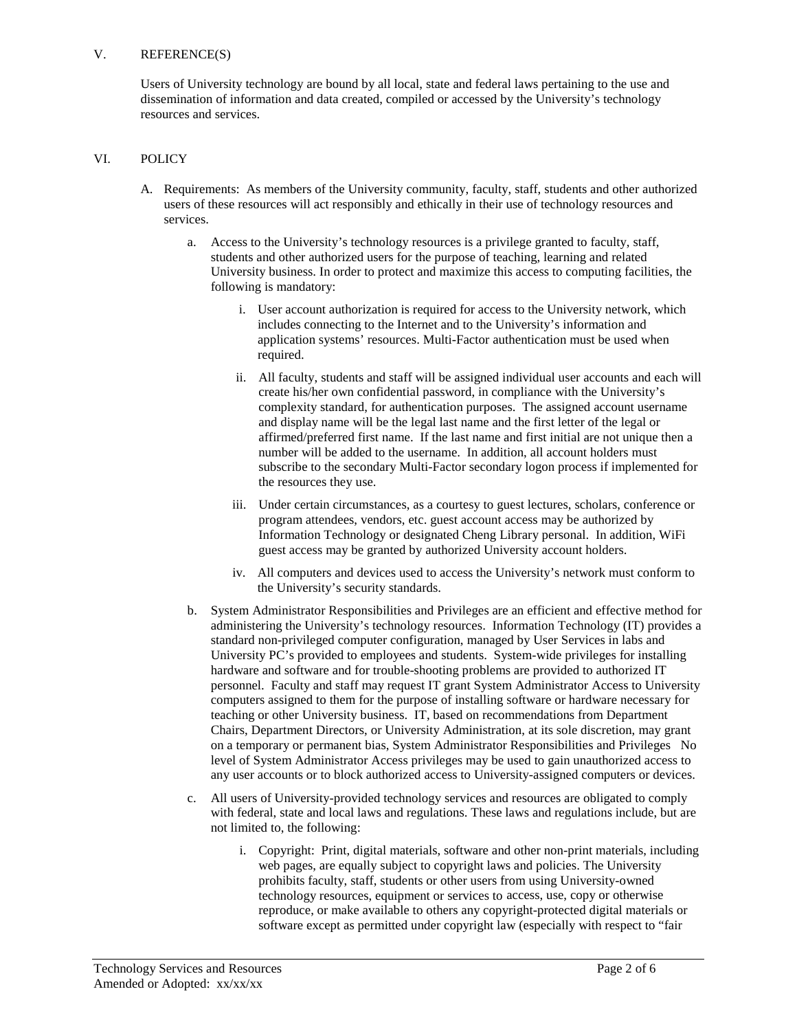V. REFERENCE(S)

Users of University technology are bound by all local, state and federal laws pertaining to the use and dissemination of information and data created, compiled or accessed by the University's technology resources and services.

VI. POLICY

A. Requirements: As members of the University community, faculty, staff, students and other authorized users of these resources will act responsibly and ethically in their use of technology resources and services.

   a. Access to the University's technology resources is a privilege granted to faculty, staff, students and other authorized users for the purpose of teaching, learning and related University business. In order to protect and maximize this access to computing facilities, the following is mandatory:

      i. User account authorization is required for access to the University network, which includes connecting to the Internet and to the University's information and application systems' resources. Multi-Factor authentication must be used when required.

      ii. All faculty, students and staff will be assigned individual user accounts and each will create his/her own confidential password, in compliance with the University's complexity standard, for authentication purposes. The assigned account username and display name will be the legal last name and the first letter of the legal or affirmed/preferred first name. If the last name and first initial are not unique then a number will be added to the username. In addition, all account holders must subscribe to the secondary Multi-Factor secondary logon process if implemented for the resources they use.

      iii. Under certain circumstances, as a courtesy to guest lectures, scholars, conference or program attendees, vendors, etc. guest account access may be authorized by Information Technology or designated Cheng Library personal. In addition, WiFi guest access may be granted by authorized University account holders.

      iv. All computers and devices used to access the University's network must conform to the University's security standards.

   b. System Administrator Responsibilities and Privileges are an efficient and effective method for administering the University's technology resources. Information Technology (IT) provides a standard non-privileged computer configuration, managed by User Services in labs and University PC's provided to employees and students. System-wide privileges for installing hardware and software and for trouble-shooting problems are provided to authorized IT personnel. Faculty and staff may request IT grant System Administrator Access to University computers assigned to them for the purpose of installing software or hardware necessary for teaching or other University business. IT, based on recommendations from Department Chairs, Department Directors, or University Administration, at its sole discretion, may grant on a temporary or permanent bias, System Administrator Responsibilities and Privileges No level of System Administrator Access privileges may be used to gain unauthorized access to any user accounts or to block authorized access to University-assigned computers or devices.

   c. All users of University-provided technology services and resources are obligated to comply with federal, state and local laws and regulations. These laws and regulations include, but are not limited to, the following:

      i. Copyright: Print, digital materials, software and other non-print materials, including web pages, are equally subject to copyright laws and policies. The University prohibits faculty, staff, students or other users from using University-owned technology resources, equipment or services to access, use, copy or otherwise reproduce, or make available to others any copyright-protected digital materials or software except as permitted under copyright law (especially with respect to "fair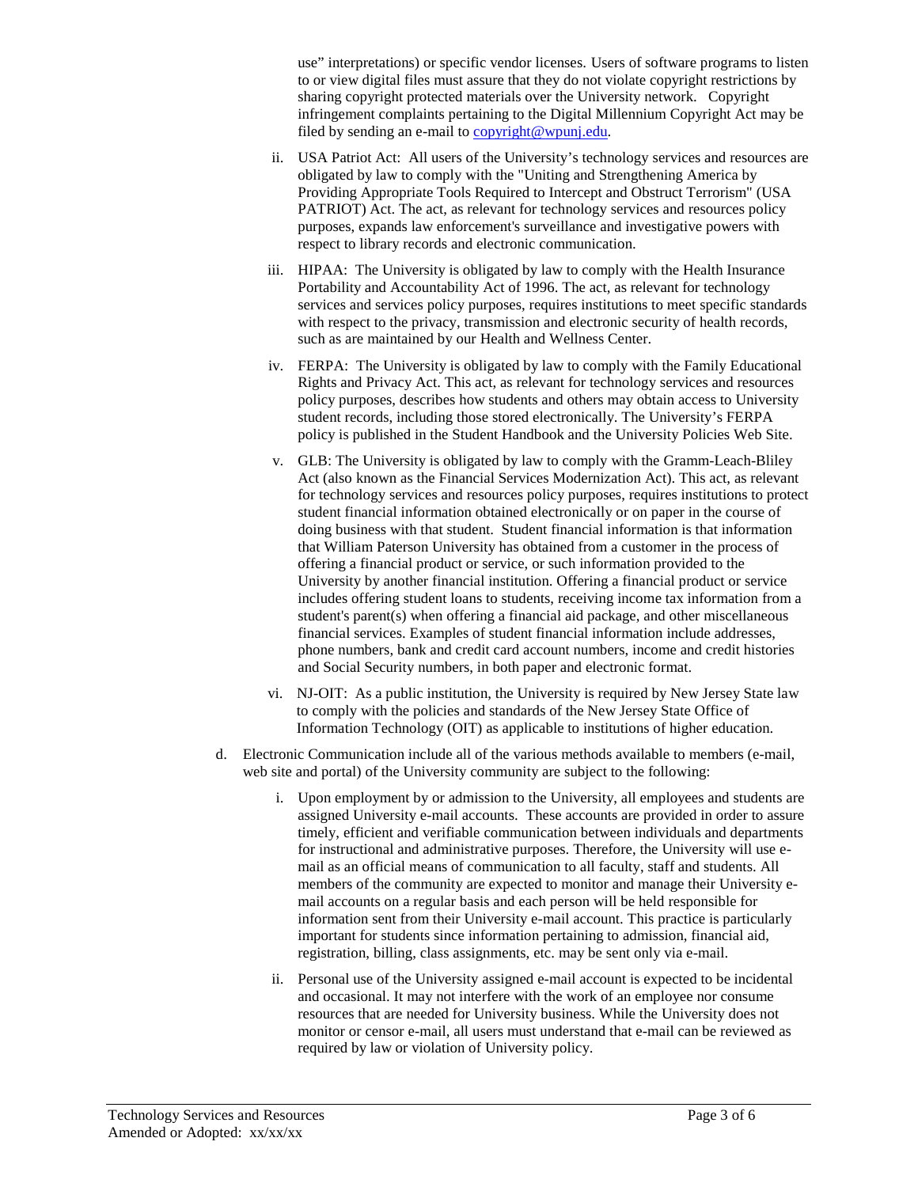use” interpretations) or specific vendor licenses. Users of software programs to listen to or view digital files must assure that they do not violate copyright restrictions by sharing copyright protected materials over the University network. Copyright infringement complaints pertaining to the Digital Millennium Copyright Act may be filed by sending an e-mail to copyright@wpunj.edu.

ii. USA Patriot Act: All users of the University’s technology services and resources are obligated by law to comply with the "Uniting and Strengthening America by Providing Appropriate Tools Required to Intercept and Obstruct Terrorism" (USA PATRIOT) Act. The act, as relevant for technology services and resources policy purposes, expands law enforcement's surveillance and investigative powers with respect to library records and electronic communication.

iii. HIPAA: The University is obligated by law to comply with the Health Insurance Portability and Accountability Act of 1996. The act, as relevant for technology services and services policy purposes, requires institutions to meet specific standards with respect to the privacy, transmission and electronic security of health records, such as are maintained by our Health and Wellness Center.

iv. FERPA: The University is obligated by law to comply with the Family Educational Rights and Privacy Act. This act, as relevant for technology services and resources policy purposes, describes how students and others may obtain access to University student records, including those stored electronically. The University’s FERPA policy is published in the Student Handbook and the University Policies Web Site.

v. GLB: The University is obligated by law to comply with the Gramm-Leach-Bliley Act (also known as the Financial Services Modernization Act). This act, as relevant for technology services and resources policy purposes, requires institutions to protect student financial information obtained electronically or on paper in the course of doing business with that student. Student financial information is that information that William Paterson University has obtained from a customer in the process of offering a financial product or service, or such information provided to the University by another financial institution. Offering a financial product or service includes offering student loans to students, receiving income tax information from a student's parent(s) when offering a financial aid package, and other miscellaneous financial services. Examples of student financial information include addresses, phone numbers, bank and credit card account numbers, income and credit histories and Social Security numbers, in both paper and electronic format.

vi. NJ-OIT: As a public institution, the University is required by New Jersey State law to comply with the policies and standards of the New Jersey State Office of Information Technology (OIT) as applicable to institutions of higher education.

d. Electronic Communication include all of the various methods available to members (e-mail, web site and portal) of the University community are subject to the following:

i. Upon employment by or admission to the University, all employees and students are assigned University e-mail accounts. These accounts are provided in order to assure timely, efficient and verifiable communication between individuals and departments for instructional and administrative purposes. Therefore, the University will use e-mail as an official means of communication to all faculty, staff and students. All members of the community are expected to monitor and manage their University e-mail accounts on a regular basis and each person will be held responsible for information sent from their University e-mail account. This practice is particularly important for students since information pertaining to admission, financial aid, registration, billing, class assignments, etc. may be sent only via e-mail.

ii. Personal use of the University assigned e-mail account is expected to be incidental and occasional. It may not interfere with the work of an employee nor consume resources that are needed for University business. While the University does not monitor or censor e-mail, all users must understand that e-mail can be reviewed as required by law or violation of University policy.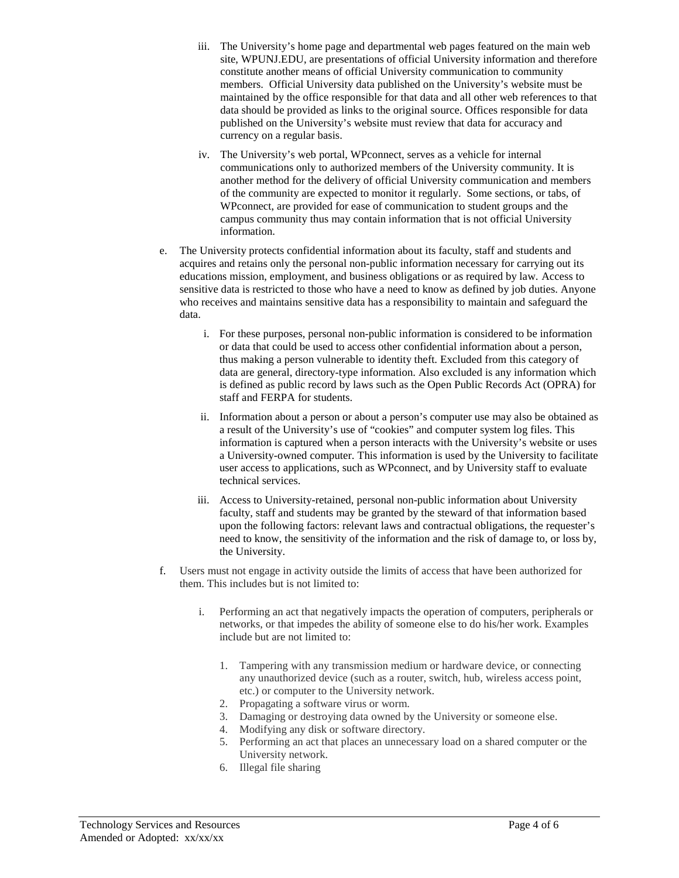iii. The University's home page and departmental web pages featured on the main web site, WPUNJ.EDU, are presentations of official University information and therefore constitute another means of official University communication to community members. Official University data published on the University's website must be maintained by the office responsible for that data and all other web references to that data should be provided as links to the original source. Offices responsible for data published on the University's website must review that data for accuracy and currency on a regular basis.

iv. The University's web portal, WPconnect, serves as a vehicle for internal communications only to authorized members of the University community. It is another method for the delivery of official University communication and members of the community are expected to monitor it regularly. Some sections, or tabs, of WPconnect, are provided for ease of communication to student groups and the campus community thus may contain information that is not official University information.

e. The University protects confidential information about its faculty, staff and students and acquires and retains only the personal non-public information necessary for carrying out its educations mission, employment, and business obligations or as required by law. Access to sensitive data is restricted to those who have a need to know as defined by job duties. Anyone who receives and maintains sensitive data has a responsibility to maintain and safeguard the data.

   i. For these purposes, personal non-public information is considered to be information or data that could be used to access other confidential information about a person, thus making a person vulnerable to identity theft. Excluded from this category of data are general, directory-type information. Also excluded is any information which is defined as public record by laws such as the Open Public Records Act (OPRA) for staff and FERPA for students.

   ii. Information about a person or about a person's computer use may also be obtained as a result of the University's use of "cookies" and computer system log files. This information is captured when a person interacts with the University's website or uses a University-owned computer. This information is used by the University to facilitate user access to applications, such as WPconnect, and by University staff to evaluate technical services.

   iii. Access to University-retained, personal non-public information about University faculty, staff and students may be granted by the steward of that information based upon the following factors: relevant laws and contractual obligations, the requester's need to know, the sensitivity of the information and the risk of damage to, or loss by, the University.

f. Users must not engage in activity outside the limits of access that have been authorized for them. This includes but is not limited to:

   i. Performing an act that negatively impacts the operation of computers, peripherals or networks, or that impedes the ability of someone else to do his/her work. Examples include but are not limited to:

      1. Tampering with any transmission medium or hardware device, or connecting any unauthorized device (such as a router, switch, hub, wireless access point, etc.) or computer to the University network.
      2. Propagating a software virus or worm.
      3. Damaging or destroying data owned by the University or someone else.
      4. Modifying any disk or software directory.
      5. Performing an act that places an unnecessary load on a shared computer or the University network.
      6. Illegal file sharing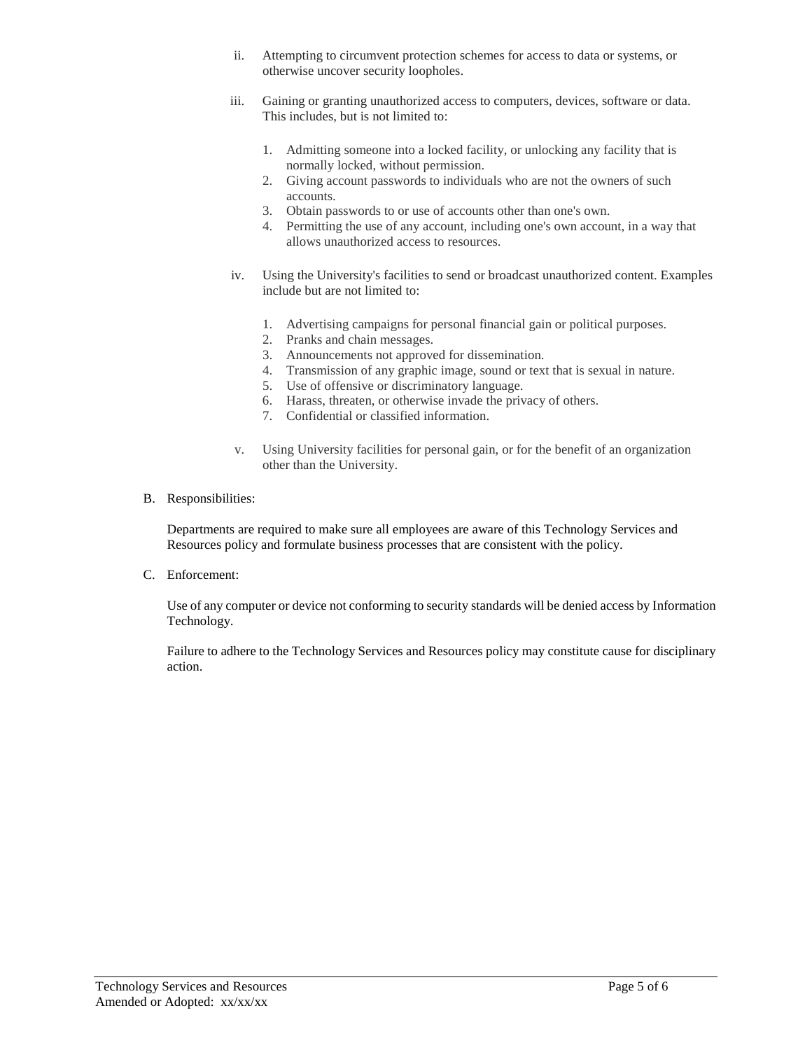ii. Attempting to circumvent protection schemes for access to data or systems, or otherwise uncover security loopholes.

iii. Gaining or granting unauthorized access to computers, devices, software or data. This includes, but is not limited to:

   1. Admitting someone into a locked facility, or unlocking any facility that is normally locked, without permission.
   2. Giving account passwords to individuals who are not the owners of such accounts.
   3. Obtain passwords to or use of accounts other than one's own.
   4. Permitting the use of any account, including one's own account, in a way that allows unauthorized access to resources.

iv. Using the University's facilities to send or broadcast unauthorized content. Examples include but are not limited to:

   1. Advertising campaigns for personal financial gain or political purposes.
   2. Pranks and chain messages.
   3. Announcements not approved for dissemination.
   4. Transmission of any graphic image, sound or text that is sexual in nature.
   5. Use of offensive or discriminatory language.
   6. Harass, threaten, or otherwise invade the privacy of others.
   7. Confidential or classified information.

v. Using University facilities for personal gain, or for the benefit of an organization other than the University.

B. Responsibilities:

Departments are required to make sure all employees are aware of this Technology Services and Resources policy and formulate business processes that are consistent with the policy.

C. Enforcement:

Use of any computer or device not conforming to security standards will be denied access by Information Technology.

Failure to adhere to the Technology Services and Resources policy may constitute cause for disciplinary action.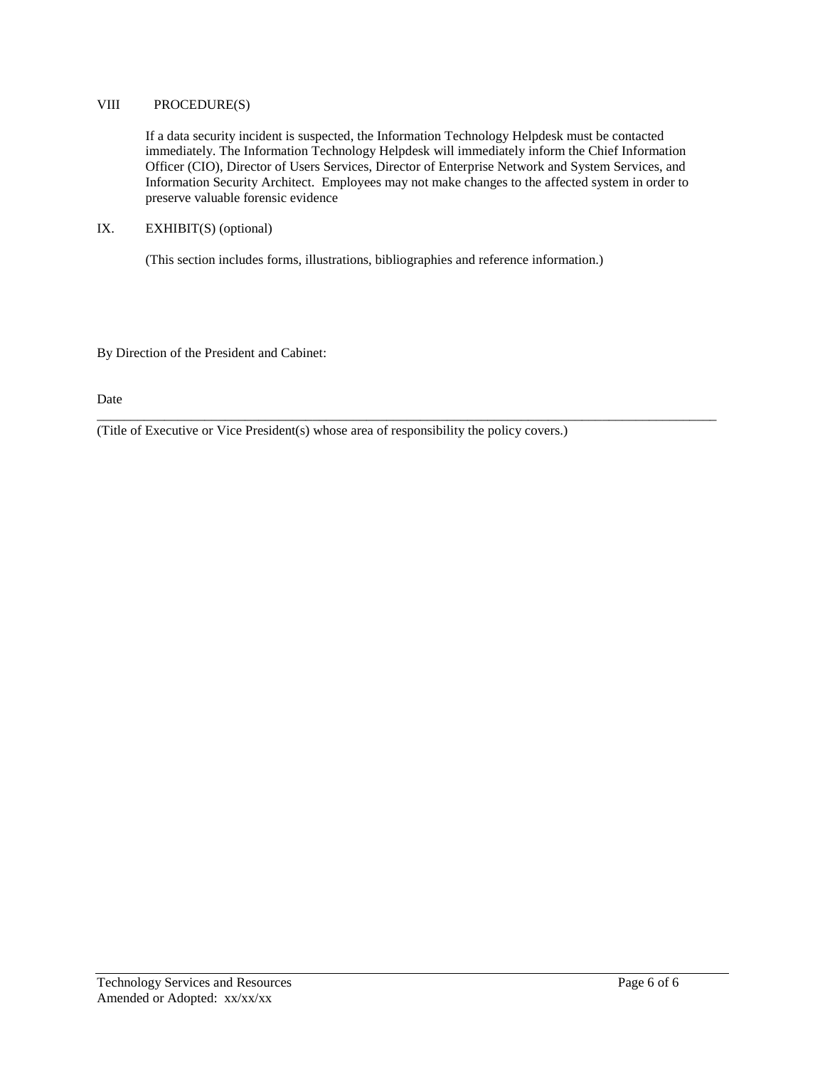## VIII PROCEDURE(S)

If a data security incident is suspected, the Information Technology Helpdesk must be contacted immediately. The Information Technology Helpdesk will immediately inform the Chief Information Officer (CIO), Director of Users Services, Director of Enterprise Network and System Services, and Information Security Architect. Employees may not make changes to the affected system in order to preserve valuable forensic evidence

## IX. EXHIBIT(S) (optional)

(This section includes forms, illustrations, bibliographies and reference information.)

By Direction of the President and Cabinet:

Date

_______________________________________________________________________________________

(Title of Executive or Vice President(s) whose area of responsibility the policy covers.)

Technology Services and Resources

Amended or Adopted: xx/xx/xx